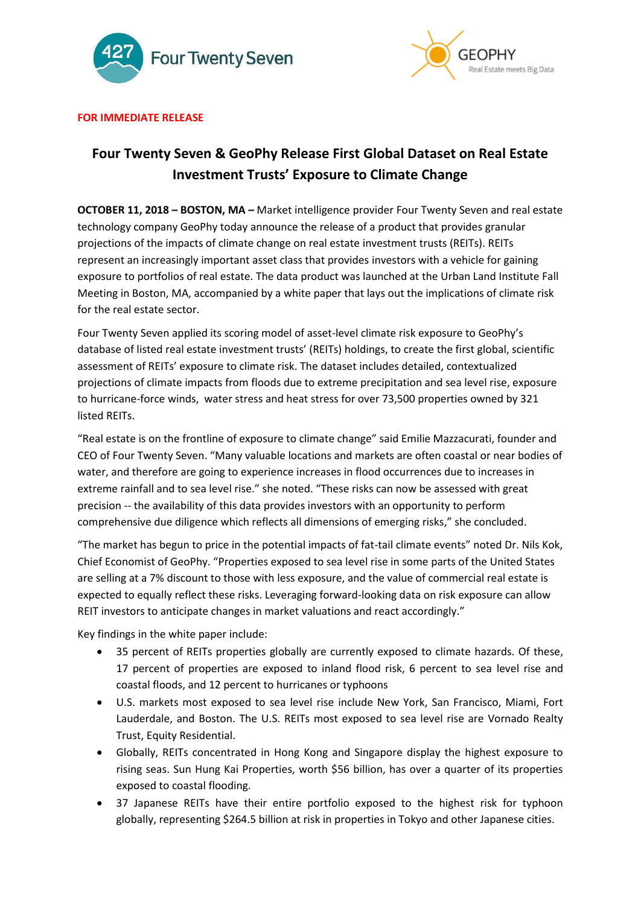**FOR IMMEDIATE RELEASE**

# Four Twenty Seven & GeoPhy Release First Global Dataset on Real Estate Investment Trusts' Exposure to Climate Change

**OCTOBER 11, 2018 – BOSTON, MA –** Market intelligence provider Four Twenty Seven and real estate technology company GeoPhy today announce the release of a product that provides granular projections of the impacts of climate change on real estate investment trusts (REITs). REITs represent an increasingly important asset class that provides investors with a vehicle for gaining exposure to portfolios of real estate. The data product was launched at the Urban Land Institute Fall Meeting in Boston, MA, accompanied by a white paper that lays out the implications of climate risk for the real estate sector.

Four Twenty Seven applied its scoring model of asset-level climate risk exposure to GeoPhy's database of listed real estate investment trusts' (REITs) holdings, to create the first global, scientific assessment of REITs' exposure to climate risk. The dataset includes detailed, contextualized projections of climate impacts from floods due to extreme precipitation and sea level rise, exposure to hurricane-force winds, water stress and heat stress for over 73,500 properties owned by 321 listed REITs.

"Real estate is on the frontline of exposure to climate change" said Emilie Mazzacurati, founder and CEO of Four Twenty Seven. "Many valuable locations and markets are often coastal or near bodies of water, and therefore are going to experience increases in flood occurrences due to increases in extreme rainfall and to sea level rise." she noted. "These risks can now be assessed with great precision -- the availability of this data provides investors with an opportunity to perform comprehensive due diligence which reflects all dimensions of emerging risks," she concluded.

"The market has begun to price in the potential impacts of fat-tail climate events" noted Dr. Nils Kok, Chief Economist of GeoPhy. "Properties exposed to sea level rise in some parts of the United States are selling at a 7% discount to those with less exposure, and the value of commercial real estate is expected to equally reflect these risks. Leveraging forward-looking data on risk exposure can allow REIT investors to anticipate changes in market valuations and react accordingly."

Key findings in the white paper include:

- 35 percent of REITs properties globally are currently exposed to climate hazards. Of these, 17 percent of properties are exposed to inland flood risk, 6 percent to sea level rise and coastal floods, and 12 percent to hurricanes or typhoons
- U.S. markets most exposed to sea level rise include New York, San Francisco, Miami, Fort Lauderdale, and Boston. The U.S. REITs most exposed to sea level rise are Vornado Realty Trust, Equity Residential.
- Globally, REITs concentrated in Hong Kong and Singapore display the highest exposure to rising seas. Sun Hung Kai Properties, worth $56 billion, has over a quarter of its properties exposed to coastal flooding.
- 37 Japanese REITs have their entire portfolio exposed to the highest risk for typhoon globally, representing $264.5 billion at risk in properties in Tokyo and other Japanese cities.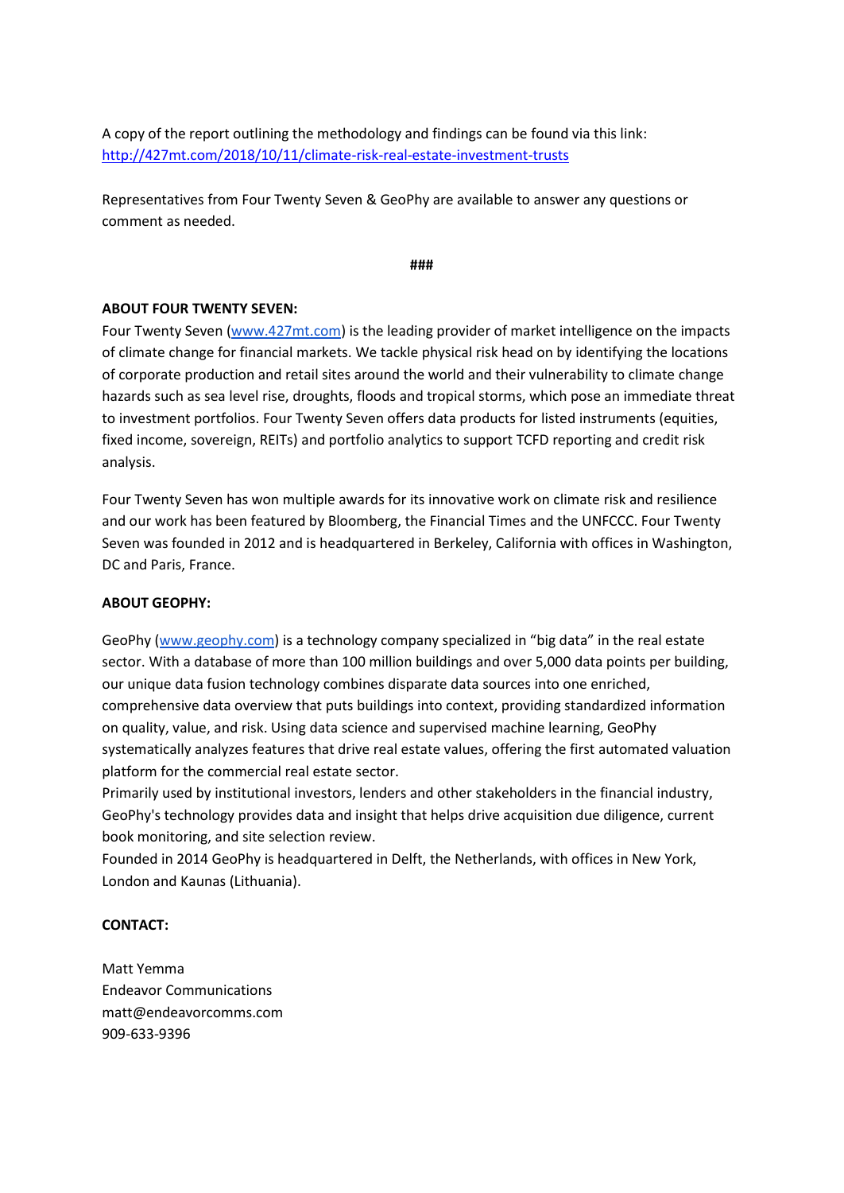A copy of the report outlining the methodology and findings can be found via this link: http://427mt.com/2018/10/11/climate-risk-real-estate-investment-trusts

Representatives from Four Twenty Seven & GeoPhy are available to answer any questions or comment as needed.

###

**ABOUT FOUR TWENTY SEVEN:**

Four Twenty Seven (www.427mt.com) is the leading provider of market intelligence on the impacts of climate change for financial markets. We tackle physical risk head on by identifying the locations of corporate production and retail sites around the world and their vulnerability to climate change hazards such as sea level rise, droughts, floods and tropical storms, which pose an immediate threat to investment portfolios. Four Twenty Seven offers data products for listed instruments (equities, fixed income, sovereign, REITs) and portfolio analytics to support TCFD reporting and credit risk analysis.

Four Twenty Seven has won multiple awards for its innovative work on climate risk and resilience and our work has been featured by Bloomberg, the Financial Times and the UNFCCC. Four Twenty Seven was founded in 2012 and is headquartered in Berkeley, California with offices in Washington, DC and Paris, France.

**ABOUT GEOPHY:**

GeoPhy (www.geophy.com) is a technology company specialized in "big data" in the real estate sector. With a database of more than 100 million buildings and over 5,000 data points per building, our unique data fusion technology combines disparate data sources into one enriched, comprehensive data overview that puts buildings into context, providing standardized information on quality, value, and risk. Using data science and supervised machine learning, GeoPhy systematically analyzes features that drive real estate values, offering the first automated valuation platform for the commercial real estate sector.
Primarily used by institutional investors, lenders and other stakeholders in the financial industry, GeoPhy's technology provides data and insight that helps drive acquisition due diligence, current book monitoring, and site selection review.
Founded in 2014 GeoPhy is headquartered in Delft, the Netherlands, with offices in New York, London and Kaunas (Lithuania).

**CONTACT:**

Matt Yemma
Endeavor Communications
matt@endeavorcomms.com
909-633-9396